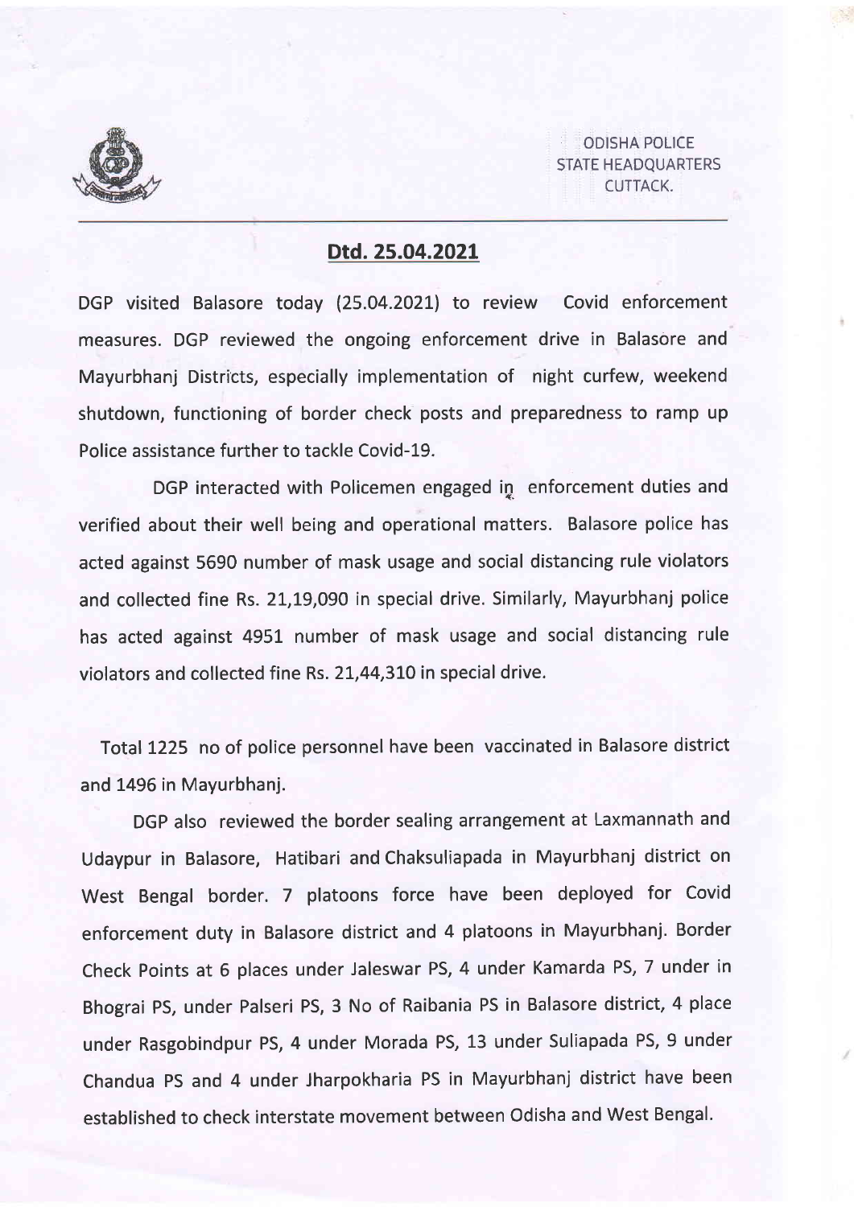ODISHA POLICE
STATE HEADQUARTERS
CUTTACK.

## Dtd. 25.04.2021

DGP visited Balasore today (25.04.2021) to review Covid enforcement measures. DGP reviewed the ongoing enforcement drive in Balasore and Mayurbhanj Districts, especially implementation of night curfew, weekend shutdown, functioning of border check posts and preparedness to ramp up Police assistance further to tackle Covid-19.

DGP interacted with Policemen engaged in enforcement duties and verified about their well being and operational matters. Balasore police has acted against 5690 number of mask usage and social distancing rule violators and collected fine Rs. 21,19,090 in special drive. Similarly, Mayurbhanj police has acted against 4951 number of mask usage and social distancing rule violators and collected fine Rs. 21,44,310 in special drive.

Total 1225 no of police personnel have been vaccinated in Balasore district and 1496 in Mayurbhanj.

DGP also reviewed the border sealing arrangement at Laxmannath and Udaypur in Balasore, Hatibari and Chaksuliapada in Mayurbhanj district on West Bengal border. 7 platoons force have been deployed for Covid enforcement duty in Balasore district and 4 platoons in Mayurbhanj. Border Check Points at 6 places under Jaleswar PS, 4 under Kamarda PS, 7 under in Bhograi PS, under Palseri PS, 3 No of Raibania PS in Balasore district, 4 place under Rasgobindpur PS, 4 under Morada PS, 13 under Suliapada PS, 9 under Chandua PS and 4 under Jharpokharia PS in Mayurbhanj district have been established to check interstate movement between Odisha and West Bengal.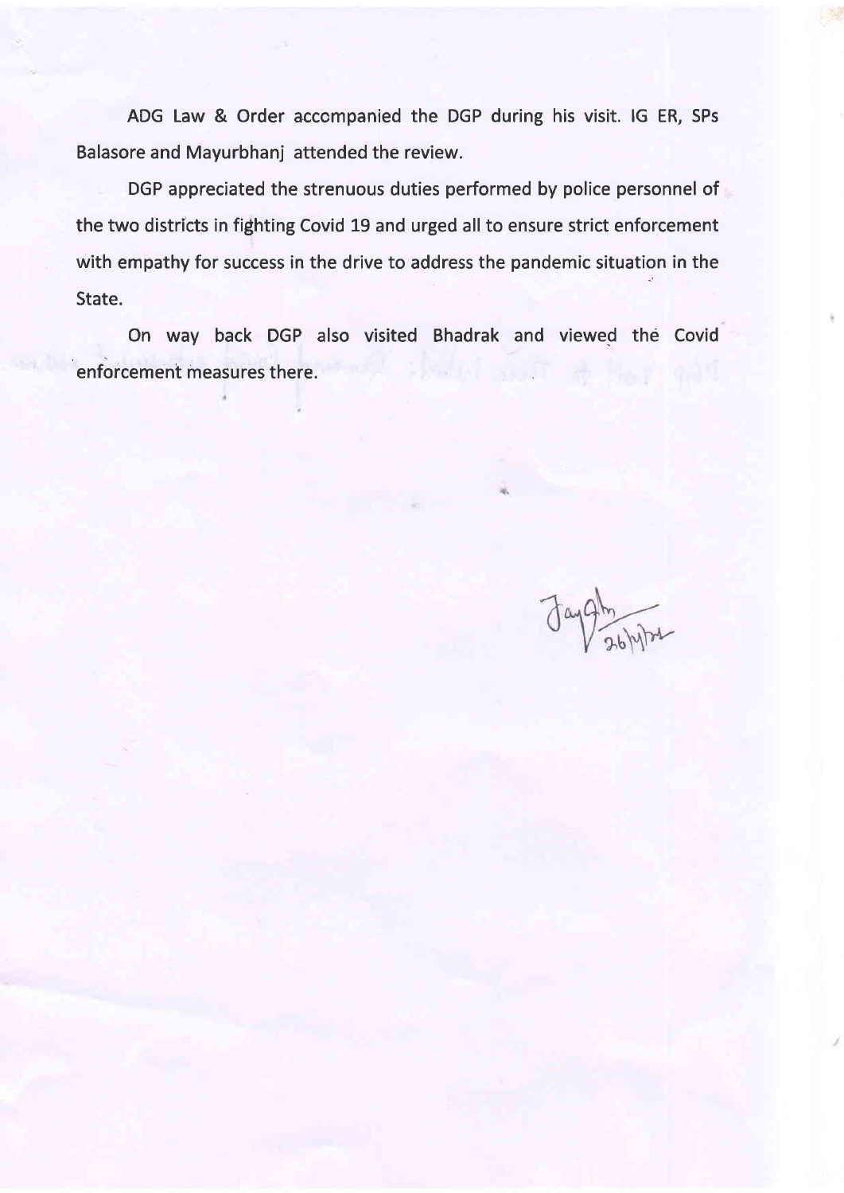ADG Law & Order accompanied the DGP during his visit. IG ER, SPs Balasore and Mayurbhanj attended the review.

DGP appreciated the strenuous duties performed by police personnel of the two districts in fighting Covid 19 and urged all to ensure strict enforcement with empathy for success in the drive to address the pandemic situation in the State.

On way back DGP also visited Bhadrak and viewed the Covid enforcement measures there.

Jay 26/4/21